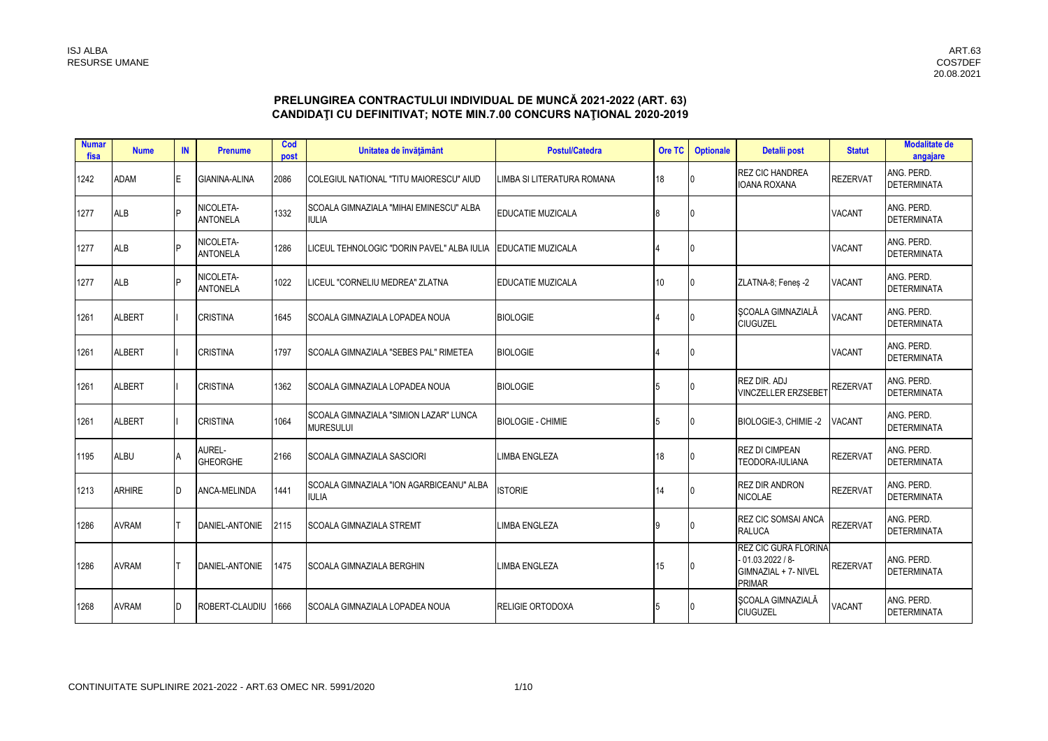ISJ ALBA
RESURSE UMANE

ART.63
COS7DEF
20.08.2021

## PRELUNGIREA CONTRACTULUI INDIVIDUAL DE MUNCĂ 2021-2022 (ART. 63)
## CANDIDAŢI CU DEFINITIVAT; NOTE MIN.7.00 CONCURS NAŢIONAL 2020-2019

| Numar fisa | Nume | IN | Prenume | Cod post | Unitatea de învăţământ | Postul/Catedra | Ore TC | Optionale | Detalii post | Statut | Modalitate de angajare |
|---|---|---|---|---|---|---|---|---|---|---|---|
| 1242 | ADAM | E | GIANINA-ALINA | 2086 | COLEGIUL NATIONAL "TITU MAIORESCU" AIUD | LIMBA SI LITERATURA ROMANA | 18 | 0 | REZ CIC HANDREA IOANA ROXANA | REZERVAT | ANG. PERD. DETERMINATA |
| 1277 | ALB | P | NICOLETA-ANTONELA | 1332 | SCOALA GIMNAZIALA "MIHAI EMINESCU" ALBA IULIA | EDUCATIE MUZICALA | 8 | 0 | | VACANT | ANG. PERD. DETERMINATA |
| 1277 | ALB | P | NICOLETA-ANTONELA | 1286 | LICEUL TEHNOLOGIC "DORIN PAVEL" ALBA IULIA | EDUCATIE MUZICALA | 4 | 0 | | VACANT | ANG. PERD. DETERMINATA |
| 1277 | ALB | P | NICOLETA-ANTONELA | 1022 | LICEUL "CORNELIU MEDREA" ZLATNA | EDUCATIE MUZICALA | 10 | 0 | ZLATNA-8; Feneș -2 | VACANT | ANG. PERD. DETERMINATA |
| 1261 | ALBERT | I | CRISTINA | 1645 | SCOALA GIMNAZIALA LOPADEA NOUA | BIOLOGIE | 4 | 0 | ŞCOALA GIMNAZIALĂ CIUGUZEL | VACANT | ANG. PERD. DETERMINATA |
| 1261 | ALBERT | I | CRISTINA | 1797 | SCOALA GIMNAZIALA "SEBES PAL" RIMETEA | BIOLOGIE | 4 | 0 | | VACANT | ANG. PERD. DETERMINATA |
| 1261 | ALBERT | I | CRISTINA | 1362 | SCOALA GIMNAZIALA LOPADEA NOUA | BIOLOGIE | 5 | 0 | REZ DIR. ADJ VINCZELLER ERZSEBET | REZERVAT | ANG. PERD. DETERMINATA |
| 1261 | ALBERT | I | CRISTINA | 1064 | SCOALA GIMNAZIALA "SIMION LAZAR" LUNCA MURESULUI | BIOLOGIE - CHIMIE | 5 | 0 | BIOLOGIE-3, CHIMIE -2 | VACANT | ANG. PERD. DETERMINATA |
| 1195 | ALBU | A | AUREL-GHEORGHE | 2166 | SCOALA GIMNAZIALA SASCIORI | LIMBA ENGLEZA | 18 | 0 | REZ DI CIMPEAN TEODORA-IULIANA | REZERVAT | ANG. PERD. DETERMINATA |
| 1213 | ARHIRE | D | ANCA-MELINDA | 1441 | SCOALA GIMNAZIALA "ION AGARBICEANU" ALBA IULIA | ISTORIE | 14 | 0 | REZ DIR ANDRON NICOLAE | REZERVAT | ANG. PERD. DETERMINATA |
| 1286 | AVRAM | T | DANIEL-ANTONIE | 2115 | SCOALA GIMNAZIALA STREMT | LIMBA ENGLEZA | 9 | 0 | REZ CIC SOMSAI ANCA RALUCA | REZERVAT | ANG. PERD. DETERMINATA |
| 1286 | AVRAM | T | DANIEL-ANTONIE | 1475 | SCOALA GIMNAZIALA BERGHIN | LIMBA ENGLEZA | 15 | 0 | REZ CIC GURA FLORINA - 01.03.2022 / 8- GIMNAZIAL + 7- NIVEL PRIMAR | REZERVAT | ANG. PERD. DETERMINATA |
| 1268 | AVRAM | D | ROBERT-CLAUDIU | 1666 | SCOALA GIMNAZIALA LOPADEA NOUA | RELIGIE ORTODOXA | 5 | 0 | ŞCOALA GIMNAZIALĂ CIUGUZEL | VACANT | ANG. PERD. DETERMINATA |

CONTINUITATE SUPLINIRE 2021-2022 - ART.63 OMEC NR. 5991/2020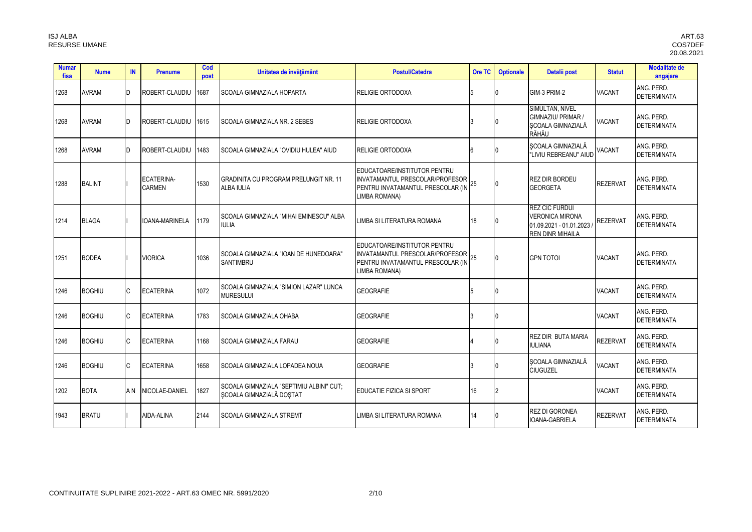| Numar fisa | Nume | IN | Prenume | Cod post | Unitatea de învăţământ | Postul/Catedra | Ore TC | Optionale | Detalii post | Statut | Modalitate de angajare |
|---|---|---|---|---|---|---|---|---|---|---|---|
| 1268 | AVRAM | D | ROBERT-CLAUDIU | 1687 | SCOALA GIMNAZIALA HOPARTA | RELIGIE ORTODOXA | 5 | 0 | GIM-3 PRIM-2 | VACANT | ANG. PERD. DETERMINATA |
| 1268 | AVRAM | D | ROBERT-CLAUDIU | 1615 | SCOALA GIMNAZIALA NR. 2 SEBES | RELIGIE ORTODOXA | 3 | 0 | SIMULTAN, NIVEL GIMNAZIU/ PRIMAR / ŞCOALA GIMNAZIALĂ RĂHĂU | VACANT | ANG. PERD. DETERMINATA |
| 1268 | AVRAM | D | ROBERT-CLAUDIU | 1483 | SCOALA GIMNAZIALA "OVIDIU HULEA" AIUD | RELIGIE ORTODOXA | 6 | 0 | ŞCOALA GIMNAZIALĂ "LIVIU REBREANU" AIUD | VACANT | ANG. PERD. DETERMINATA |
| 1288 | BALINT | I | ECATERINA-CARMEN | 1530 | GRADINITA CU PROGRAM PRELUNGIT NR. 11 ALBA IULIA | EDUCATOARE/INSTITUTOR PENTRU INVATAMANTUL PRESCOLAR/PROFESOR PENTRU INVATAMANTUL PRESCOLAR (IN LIMBA ROMANA) | 25 | 0 | REZ DIR BORDEU GEORGETA | REZERVAT | ANG. PERD. DETERMINATA |
| 1214 | BLAGA | I | IOANA-MARINELA | 1179 | SCOALA GIMNAZIALA "MIHAI EMINESCU" ALBA IULIA | LIMBA SI LITERATURA ROMANA | 18 | 0 | REZ CIC FURDUI VERONICA MIRONA 01.09.2021 - 01.01.2023 / REN DINR MIHAILA | REZERVAT | ANG. PERD. DETERMINATA |
| 1251 | BODEA | I | VIORICA | 1036 | SCOALA GIMNAZIALA "IOAN DE HUNEDOARA" SANTIMBRU | EDUCATOARE/INSTITUTOR PENTRU INVATAMANTUL PRESCOLAR/PROFESOR PENTRU INVATAMANTUL PRESCOLAR (IN LIMBA ROMANA) | 25 | 0 | GPN TOTOI | VACANT | ANG. PERD. DETERMINATA |
| 1246 | BOGHIU | C | ECATERINA | 1072 | SCOALA GIMNAZIALA "SIMION LAZAR" LUNCA MURESULUI | GEOGRAFIE | 5 | 0 | | VACANT | ANG. PERD. DETERMINATA |
| 1246 | BOGHIU | C | ECATERINA | 1783 | SCOALA GIMNAZIALA OHABA | GEOGRAFIE | 3 | 0 | | VACANT | ANG. PERD. DETERMINATA |
| 1246 | BOGHIU | C | ECATERINA | 1168 | SCOALA GIMNAZIALA FARAU | GEOGRAFIE | 4 | 0 | REZ DIR BUTA MARIA IULIANA | REZERVAT | ANG. PERD. DETERMINATA |
| 1246 | BOGHIU | C | ECATERINA | 1658 | SCOALA GIMNAZIALA LOPADEA NOUA | GEOGRAFIE | 3 | 0 | ŞCOALA GIMNAZIALĂ CIUGUZEL | VACANT | ANG. PERD. DETERMINATA |
| 1202 | BOTA | A N | NICOLAE-DANIEL | 1827 | SCOALA GIMNAZIALA "SEPTIMIU ALBINI" CUT; ŞCOALA GIMNAZIALĂ DOŞTAT | EDUCATIE FIZICA SI SPORT | 16 | 2 | | VACANT | ANG. PERD. DETERMINATA |
| 1943 | BRATU | I | AIDA-ALINA | 2144 | SCOALA GIMNAZIALA STREMT | LIMBA SI LITERATURA ROMANA | 14 | 0 | REZ DI GORONEA IOANA-GABRIELA | REZERVAT | ANG. PERD. DETERMINATA |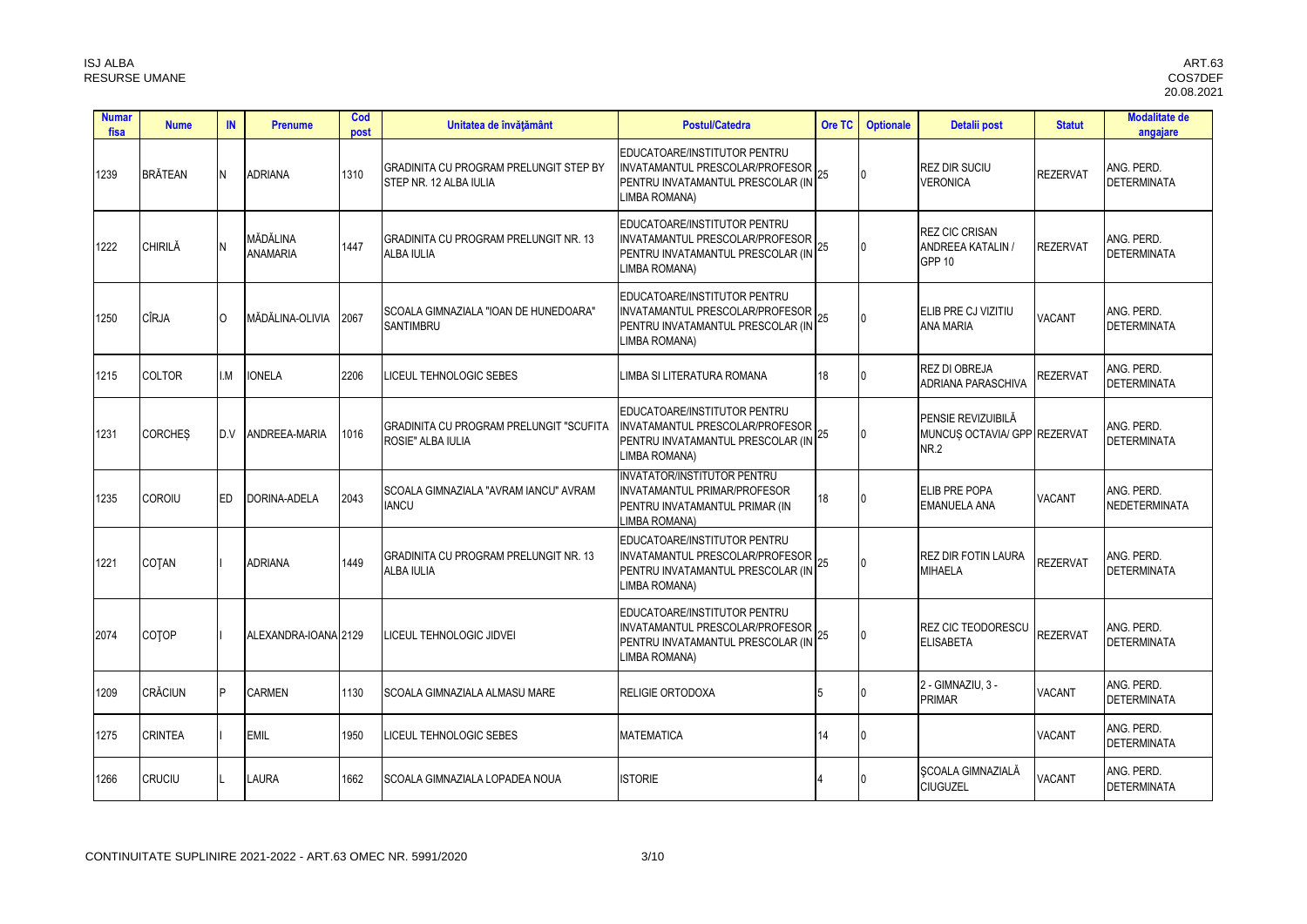| Numar fisa | Nume | IN | Prenume | Cod post | Unitatea de învăţământ | Postul/Catedra | Ore TC | Optionale | Detalii post | Statut | Modalitate de angajare |
|---|---|---|---|---|---|---|---|---|---|---|---|
| 1239 | BRĂTEAN | N | ADRIANA | 1310 | GRADINITA CU PROGRAM PRELUNGIT STEP BY STEP NR. 12 ALBA IULIA | EDUCATOARE/INSTITUTOR PENTRU INVATAMANTUL PRESCOLAR/PROFESOR PENTRU INVATAMANTUL PRESCOLAR (IN LIMBA ROMANA) | 25 | 0 | REZ DIR SUCIU VERONICA | REZERVAT | ANG. PERD. DETERMINATA |
| 1222 | CHIRILĂ | N | MĂDĂLINA ANAMARIA | 1447 | GRADINITA CU PROGRAM PRELUNGIT NR. 13 ALBA IULIA | EDUCATOARE/INSTITUTOR PENTRU INVATAMANTUL PRESCOLAR/PROFESOR PENTRU INVATAMANTUL PRESCOLAR (IN LIMBA ROMANA) | 25 | 0 | REZ CIC CRISAN ANDREEA KATALIN / GPP 10 | REZERVAT | ANG. PERD. DETERMINATA |
| 1250 | CÎRJA | O | MĂDĂLINA-OLIVIA | 2067 | SCOALA GIMNAZIALA "IOAN DE HUNEDOARA" SANTIMBRU | EDUCATOARE/INSTITUTOR PENTRU INVATAMANTUL PRESCOLAR/PROFESOR PENTRU INVATAMANTUL PRESCOLAR (IN LIMBA ROMANA) | 25 | 0 | ELIB PRE CJ VIZITIU ANA MARIA | VACANT | ANG. PERD. DETERMINATA |
| 1215 | COLTOR | I.M | IONELA | 2206 | LICEUL TEHNOLOGIC SEBES | LIMBA SI LITERATURA ROMANA | 18 | 0 | REZ DI OBREJA ADRIANA PARASCHIVA | REZERVAT | ANG. PERD. DETERMINATA |
| 1231 | CORCHEȘ | D.V | ANDREEA-MARIA | 1016 | GRADINITA CU PROGRAM PRELUNGIT "SCUFITA ROSIE" ALBA IULIA | EDUCATOARE/INSTITUTOR PENTRU INVATAMANTUL PRESCOLAR/PROFESOR PENTRU INVATAMANTUL PRESCOLAR (IN LIMBA ROMANA) | 25 | 0 | PENSIE REVIZUIBILĂ MUNCUȘ OCTAVIA/ GPP NR.2 | REZERVAT | ANG. PERD. DETERMINATA |
| 1235 | COROIU | ED | DORINA-ADELA | 2043 | SCOALA GIMNAZIALA "AVRAM IANCU" AVRAM IANCU | INVATATOR/INSTITUTOR PENTRU INVATAMANTUL PRIMAR/PROFESOR PENTRU INVATAMANTUL PRIMAR (IN LIMBA ROMANA) | 18 | 0 | ELIB PRE POPA EMANUELA ANA | VACANT | ANG. PERD. NEDETERMINATA |
| 1221 | COŢAN | I | ADRIANA | 1449 | GRADINITA CU PROGRAM PRELUNGIT NR. 13 ALBA IULIA | EDUCATOARE/INSTITUTOR PENTRU INVATAMANTUL PRESCOLAR/PROFESOR PENTRU INVATAMANTUL PRESCOLAR (IN LIMBA ROMANA) | 25 | 0 | REZ DIR FOTIN LAURA MIHAELA | REZERVAT | ANG. PERD. DETERMINATA |
| 2074 | COŢOP | I | ALEXANDRA-IOANA | 2129 | LICEUL TEHNOLOGIC JIDVEI | EDUCATOARE/INSTITUTOR PENTRU INVATAMANTUL PRESCOLAR/PROFESOR PENTRU INVATAMANTUL PRESCOLAR (IN LIMBA ROMANA) | 25 | 0 | REZ CIC TEODORESCU ELISABETA | REZERVAT | ANG. PERD. DETERMINATA |
| 1209 | CRĂCIUN | P | CARMEN | 1130 | SCOALA GIMNAZIALA ALMASU MARE | RELIGIE ORTODOXA | 5 | 0 | 2 - GIMNAZIU, 3 - PRIMAR | VACANT | ANG. PERD. DETERMINATA |
| 1275 | CRINTEA | I | EMIL | 1950 | LICEUL TEHNOLOGIC SEBES | MATEMATICA | 14 | 0 | | VACANT | ANG. PERD. DETERMINATA |
| 1266 | CRUCIU | L | LAURA | 1662 | SCOALA GIMNAZIALA LOPADEA NOUA | ISTORIE | 4 | 0 | ŞCOALA GIMNAZIALĂ CIUGUZEL | VACANT | ANG. PERD. DETERMINATA |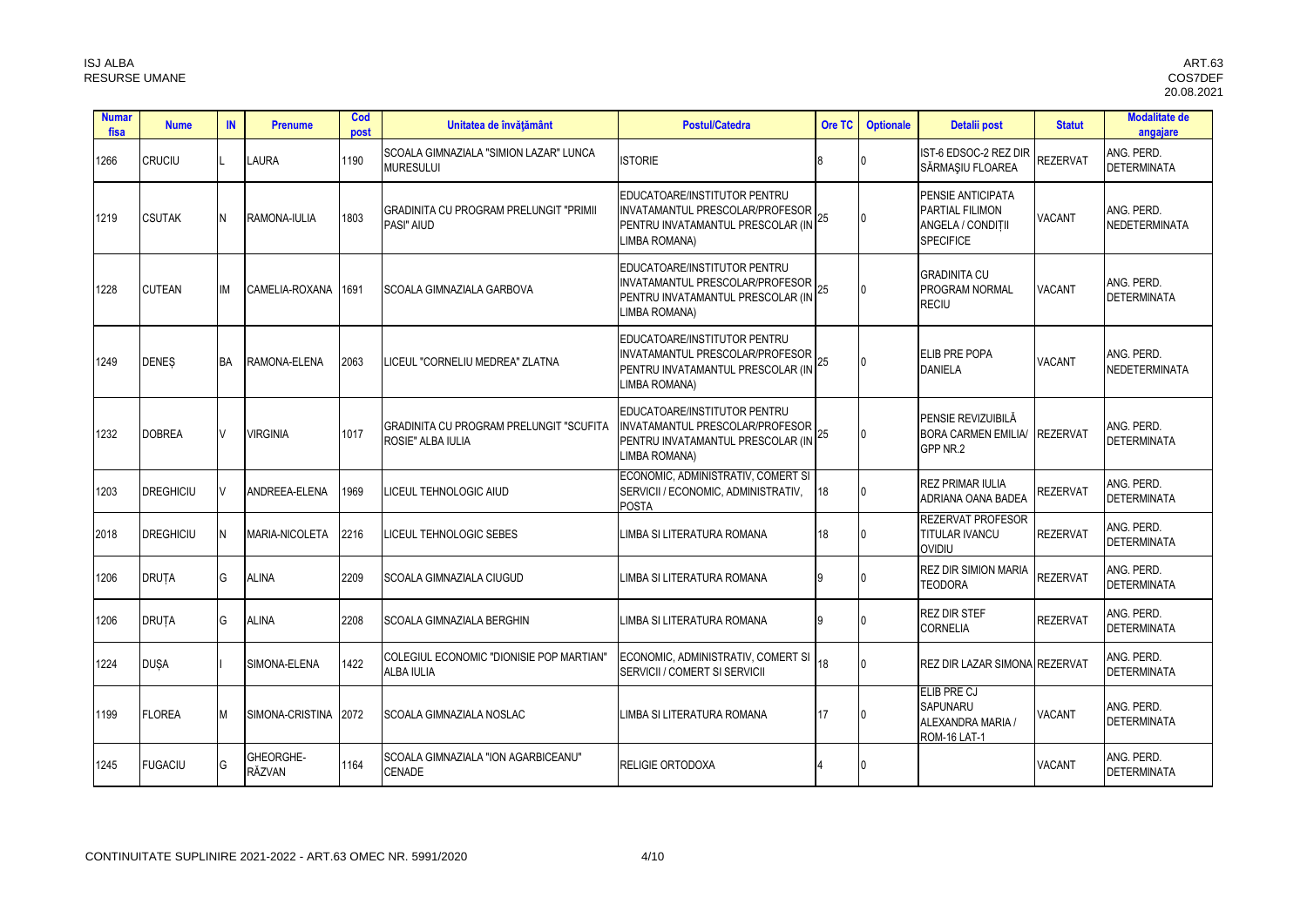| Numar fisa | Nume | IN | Prenume | Cod post | Unitatea de învăţământ | Postul/Catedra | Ore TC | Optionale | Detalii post | Statut | Modalitate de angajare |
|---|---|---|---|---|---|---|---|---|---|---|---|
| 1266 | CRUCIU | L | LAURA | 1190 | SCOALA GIMNAZIALA "SIMION LAZAR" LUNCA MURESULUI | ISTORIE | 8 | 0 | IST-6 EDSOC-2 REZ DIR SĂRMAŞIU FLOAREA | REZERVAT | ANG. PERD. DETERMINATA |
| 1219 | CSUTAK | N | RAMONA-IULIA | 1803 | GRADINITA CU PROGRAM PRELUNGIT "PRIMII PASI" AIUD | EDUCATOARE/INSTITUTOR PENTRU INVATAMANTUL PRESCOLAR/PROFESOR PENTRU INVATAMANTUL PRESCOLAR (IN LIMBA ROMANA) | 25 | 0 | PENSIE ANTICIPATA PARTIAL FILIMON ANGELA / CONDIȚII SPECIFICE | VACANT | ANG. PERD. NEDETERMINATA |
| 1228 | CUTEAN | IM | CAMELIA-ROXANA | 1691 | SCOALA GIMNAZIALA GARBOVA | EDUCATOARE/INSTITUTOR PENTRU INVATAMANTUL PRESCOLAR/PROFESOR PENTRU INVATAMANTUL PRESCOLAR (IN LIMBA ROMANA) | 25 | 0 | GRADINITA CU PROGRAM NORMAL RECIU | VACANT | ANG. PERD. DETERMINATA |
| 1249 | DENEȘ | BA | RAMONA-ELENA | 2063 | LICEUL "CORNELIU MEDREA" ZLATNA | EDUCATOARE/INSTITUTOR PENTRU INVATAMANTUL PRESCOLAR/PROFESOR PENTRU INVATAMANTUL PRESCOLAR (IN LIMBA ROMANA) | 25 | 0 | ELIB PRE POPA DANIELA | VACANT | ANG. PERD. NEDETERMINATA |
| 1232 | DOBREA | V | VIRGINIA | 1017 | GRADINITA CU PROGRAM PRELUNGIT "SCUFITA ROSIE" ALBA IULIA | EDUCATOARE/INSTITUTOR PENTRU INVATAMANTUL PRESCOLAR/PROFESOR PENTRU INVATAMANTUL PRESCOLAR (IN LIMBA ROMANA) | 25 | 0 | PENSIE REVIZUIBILĂ BORA CARMEN EMILIA/ GPP NR.2 | REZERVAT | ANG. PERD. DETERMINATA |
| 1203 | DREGHICIU | V | ANDREEA-ELENA | 1969 | LICEUL TEHNOLOGIC AIUD | ECONOMIC, ADMINISTRATIV, COMERT SI SERVICII / ECONOMIC, ADMINISTRATIV, POSTA | 18 | 0 | REZ PRIMAR IULIA ADRIANA OANA BADEA | REZERVAT | ANG. PERD. DETERMINATA |
| 2018 | DREGHICIU | N | MARIA-NICOLETA | 2216 | LICEUL TEHNOLOGIC SEBES | LIMBA SI LITERATURA ROMANA | 18 | 0 | REZERVAT PROFESOR TITULAR IVANCU OVIDIU | REZERVAT | ANG. PERD. DETERMINATA |
| 1206 | DRUȚA | G | ALINA | 2209 | SCOALA GIMNAZIALA CIUGUD | LIMBA SI LITERATURA ROMANA | 9 | 0 | REZ DIR SIMION MARIA TEODORA | REZERVAT | ANG. PERD. DETERMINATA |
| 1206 | DRUȚA | G | ALINA | 2208 | SCOALA GIMNAZIALA BERGHIN | LIMBA SI LITERATURA ROMANA | 9 | 0 | REZ DIR STEF CORNELIA | REZERVAT | ANG. PERD. DETERMINATA |
| 1224 | DUȘA | I | SIMONA-ELENA | 1422 | COLEGIUL ECONOMIC "DIONISIE POP MARTIAN" ALBA IULIA | ECONOMIC, ADMINISTRATIV, COMERT SI SERVICII / COMERT SI SERVICII | 18 | 0 | REZ DIR LAZAR SIMONA | REZERVAT | ANG. PERD. DETERMINATA |
| 1199 | FLOREA | M | SIMONA-CRISTINA | 2072 | SCOALA GIMNAZIALA NOSLAC | LIMBA SI LITERATURA ROMANA | 17 | 0 | ELIB PRE CJ SAPUNARU ALEXANDRA MARIA / ROM-16 LAT-1 | VACANT | ANG. PERD. DETERMINATA |
| 1245 | FUGACIU | G | GHEORGHE-RĂZVAN | 1164 | SCOALA GIMNAZIALA "ION AGARBICEANU" CENADE | RELIGIE ORTODOXA | 4 | 0 | | VACANT | ANG. PERD. DETERMINATA |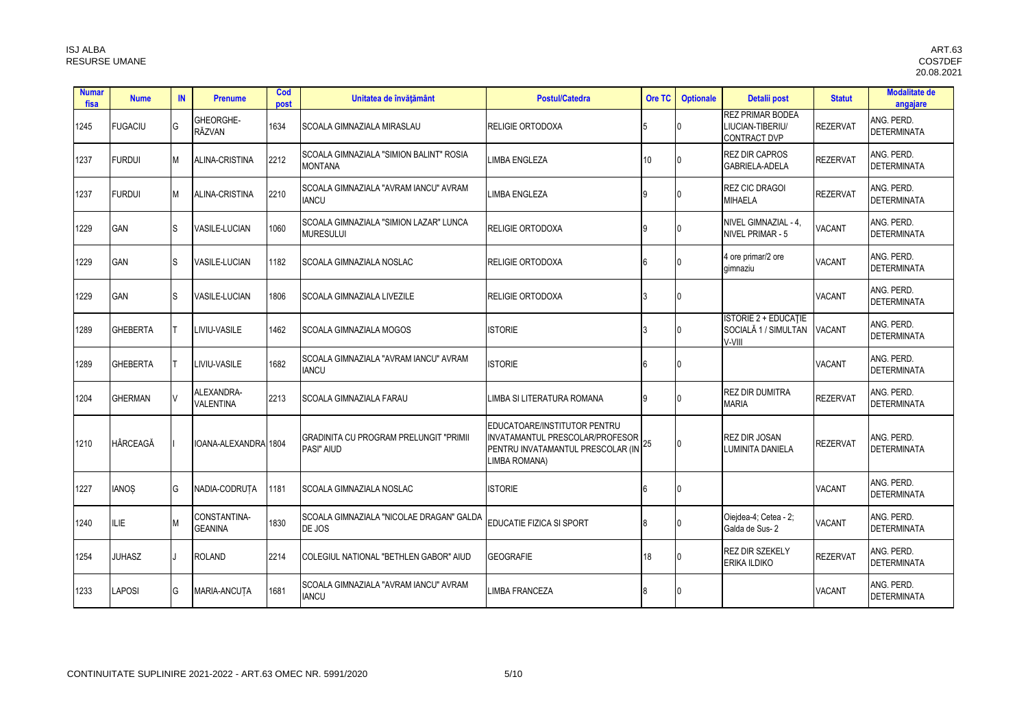| Numar fisa | Nume | IN | Prenume | Cod post | Unitatea de învăţământ | Postul/Catedra | Ore TC | Optionale | Detalii post | Statut | Modalitate de angajare |
|---|---|---|---|---|---|---|---|---|---|---|---|
| 1245 | FUGACIU | G | GHEORGHE-RĂZVAN | 1634 | SCOALA GIMNAZIALA MIRASLAU | RELIGIE ORTODOXA | 5 | 0 | REZ PRIMAR BODEA LIUCIAN-TIBERIU/ CONTRACT DVP | REZERVAT | ANG. PERD. DETERMINATA |
| 1237 | FURDUI | M | ALINA-CRISTINA | 2212 | SCOALA GIMNAZIALA "SIMION BALINT" ROSIA MONTANA | LIMBA ENGLEZA | 10 | 0 | REZ DIR CAPROS GABRIELA-ADELA | REZERVAT | ANG. PERD. DETERMINATA |
| 1237 | FURDUI | M | ALINA-CRISTINA | 2210 | SCOALA GIMNAZIALA "AVRAM IANCU" AVRAM IANCU | LIMBA ENGLEZA | 9 | 0 | REZ CIC DRAGOI MIHAELA | REZERVAT | ANG. PERD. DETERMINATA |
| 1229 | GAN | S | VASILE-LUCIAN | 1060 | SCOALA GIMNAZIALA "SIMION LAZAR" LUNCA MURESULUI | RELIGIE ORTODOXA | 9 | 0 | NIVEL GIMNAZIAL - 4, NIVEL PRIMAR - 5 | VACANT | ANG. PERD. DETERMINATA |
| 1229 | GAN | S | VASILE-LUCIAN | 1182 | SCOALA GIMNAZIALA NOSLAC | RELIGIE ORTODOXA | 6 | 0 | 4 ore primar/2 ore gimnaziu | VACANT | ANG. PERD. DETERMINATA |
| 1229 | GAN | S | VASILE-LUCIAN | 1806 | SCOALA GIMNAZIALA LIVEZILE | RELIGIE ORTODOXA | 3 | 0 | | VACANT | ANG. PERD. DETERMINATA |
| 1289 | GHEBERTA | T | LIVIU-VASILE | 1462 | SCOALA GIMNAZIALA MOGOS | ISTORIE | 3 | 0 | ISTORIE 2 + EDUCAŢIE SOCIALĂ 1 / SIMULTAN V-VIII | VACANT | ANG. PERD. DETERMINATA |
| 1289 | GHEBERTA | T | LIVIU-VASILE | 1682 | SCOALA GIMNAZIALA "AVRAM IANCU" AVRAM IANCU | ISTORIE | 6 | 0 | | VACANT | ANG. PERD. DETERMINATA |
| 1204 | GHERMAN | V | ALEXANDRA-VALENTINA | 2213 | SCOALA GIMNAZIALA FARAU | LIMBA SI LITERATURA ROMANA | 9 | 0 | REZ DIR DUMITRA MARIA | REZERVAT | ANG. PERD. DETERMINATA |
| 1210 | HÂRCEAGĂ | I | IOANA-ALEXANDRA | 1804 | GRADINITA CU PROGRAM PRELUNGIT "PRIMII PASI" AIUD | EDUCATOARE/INSTITUTOR PENTRU INVATAMANTUL PRESCOLAR/PROFESOR PENTRU INVATAMANTUL PRESCOLAR (IN LIMBA ROMANA) | 25 | 0 | REZ DIR JOSAN LUMINITA DANIELA | REZERVAT | ANG. PERD. DETERMINATA |
| 1227 | IANOȘ | G | NADIA-CODRUȚA | 1181 | SCOALA GIMNAZIALA NOSLAC | ISTORIE | 6 | 0 | | VACANT | ANG. PERD. DETERMINATA |
| 1240 | ILIE | M | CONSTANTINA-GEANINA | 1830 | SCOALA GIMNAZIALA "NICOLAE DRAGAN" GALDA DE JOS | EDUCATIE FIZICA SI SPORT | 8 | 0 | Oiejdea-4; Cetea - 2; Galda de Sus- 2 | VACANT | ANG. PERD. DETERMINATA |
| 1254 | JUHASZ | J | ROLAND | 2214 | COLEGIUL NATIONAL "BETHLEN GABOR" AIUD | GEOGRAFIE | 18 | 0 | REZ DIR SZEKELY ERIKA ILDIKO | REZERVAT | ANG. PERD. DETERMINATA |
| 1233 | LAPOSI | G | MARIA-ANCUȚA | 1681 | SCOALA GIMNAZIALA "AVRAM IANCU" AVRAM IANCU | LIMBA FRANCEZA | 8 | 0 | | VACANT | ANG. PERD. DETERMINATA |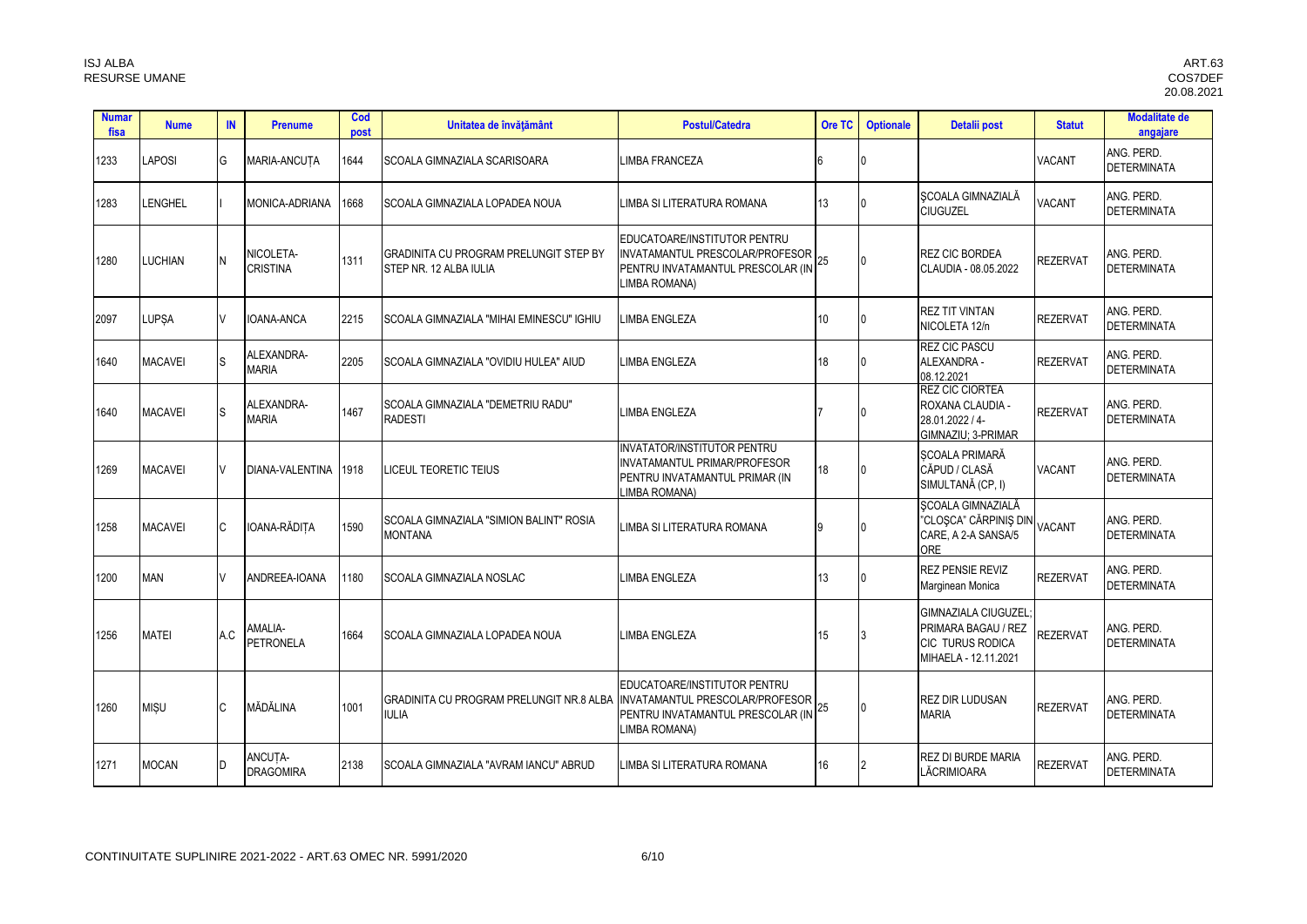| Numar fisa | Nume | IN | Prenume | Cod post | Unitatea de învăţământ | Postul/Catedra | Ore TC | Optionale | Detalii post | Statut | Modalitate de angajare |
|---|---|---|---|---|---|---|---|---|---|---|---|
| 1233 | LAPOSI | G | MARIA-ANCUȚA | 1644 | SCOALA GIMNAZIALA SCARISOARA | LIMBA FRANCEZA | 6 | 0 | | VACANT | ANG. PERD. DETERMINATA |
| 1283 | LENGHEL | I | MONICA-ADRIANA | 1668 | SCOALA GIMNAZIALA LOPADEA NOUA | LIMBA SI LITERATURA ROMANA | 13 | 0 | ŞCOALA GIMNAZIALĂ CIUGUZEL | VACANT | ANG. PERD. DETERMINATA |
| 1280 | LUCHIAN | N | NICOLETA-CRISTINA | 1311 | GRADINITA CU PROGRAM PRELUNGIT STEP BY STEP NR. 12 ALBA IULIA | EDUCATOARE/INSTITUTOR PENTRU INVATAMANTUL PRESCOLAR/PROFESOR PENTRU INVATAMANTUL PRESCOLAR (IN LIMBA ROMANA) | 25 | 0 | REZ CIC BORDEA CLAUDIA - 08.05.2022 | REZERVAT | ANG. PERD. DETERMINATA |
| 2097 | LUPȘA | V | IOANA-ANCA | 2215 | SCOALA GIMNAZIALA "MIHAI EMINESCU" IGHIU | LIMBA ENGLEZA | 10 | 0 | REZ TIT VINTAN NICOLETA 12/n | REZERVAT | ANG. PERD. DETERMINATA |
| 1640 | MACAVEI | S | ALEXANDRA-MARIA | 2205 | SCOALA GIMNAZIALA "OVIDIU HULEA" AIUD | LIMBA ENGLEZA | 18 | 0 | REZ CIC PASCU ALEXANDRA - 08.12.2021 | REZERVAT | ANG. PERD. DETERMINATA |
| 1640 | MACAVEI | S | ALEXANDRA-MARIA | 1467 | SCOALA GIMNAZIALA "DEMETRIU RADU" RADESTI | LIMBA ENGLEZA | 7 | 0 | REZ CIC CIORTEA ROXANA CLAUDIA - 28.01.2022 / 4-GIMNAZIU; 3-PRIMAR | REZERVAT | ANG. PERD. DETERMINATA |
| 1269 | MACAVEI | V | DIANA-VALENTINA | 1918 | LICEUL TEORETIC TEIUS | INVATATOR/INSTITUTOR PENTRU INVATAMANTUL PRIMAR/PROFESOR PENTRU INVATAMANTUL PRIMAR (IN LIMBA ROMANA) | 18 | 0 | ŞCOALA PRIMARĂ CĂPUD / CLASĂ SIMULTANĂ (CP, I) | VACANT | ANG. PERD. DETERMINATA |
| 1258 | MACAVEI | C | IOANA-RĂDIȚA | 1590 | SCOALA GIMNAZIALA "SIMION BALINT" ROSIA MONTANA | LIMBA SI LITERATURA ROMANA | 9 | 0 | ŞCOALA GIMNAZIALĂ "CLOŞCA" CĂRPINIŞ DIN CARE, A 2-A SANSA/5 ORE | VACANT | ANG. PERD. DETERMINATA |
| 1200 | MAN | V | ANDREEA-IOANA | 1180 | SCOALA GIMNAZIALA NOSLAC | LIMBA ENGLEZA | 13 | 0 | REZ PENSIE REVIZ Marginean Monica | REZERVAT | ANG. PERD. DETERMINATA |
| 1256 | MATEI | A.C | AMALIA-PETRONELA | 1664 | SCOALA GIMNAZIALA LOPADEA NOUA | LIMBA ENGLEZA | 15 | 3 | GIMNAZIALA CIUGUZEL; PRIMARA BAGAU / REZ CIC TURUS RODICA MIHAELA - 12.11.2021 | REZERVAT | ANG. PERD. DETERMINATA |
| 1260 | MIȘU | C | MĂDĂLINA | 1001 | GRADINITA CU PROGRAM PRELUNGIT NR.8 ALBA IULIA | EDUCATOARE/INSTITUTOR PENTRU INVATAMANTUL PRESCOLAR/PROFESOR PENTRU INVATAMANTUL PRESCOLAR (IN LIMBA ROMANA) | 25 | 0 | REZ DIR LUDUSAN MARIA | REZERVAT | ANG. PERD. DETERMINATA |
| 1271 | MOCAN | D | ANCUȚA-DRAGOMIRA | 2138 | SCOALA GIMNAZIALA "AVRAM IANCU" ABRUD | LIMBA SI LITERATURA ROMANA | 16 | 2 | REZ DI BURDE MARIA LĂCRIMIOARA | REZERVAT | ANG. PERD. DETERMINATA |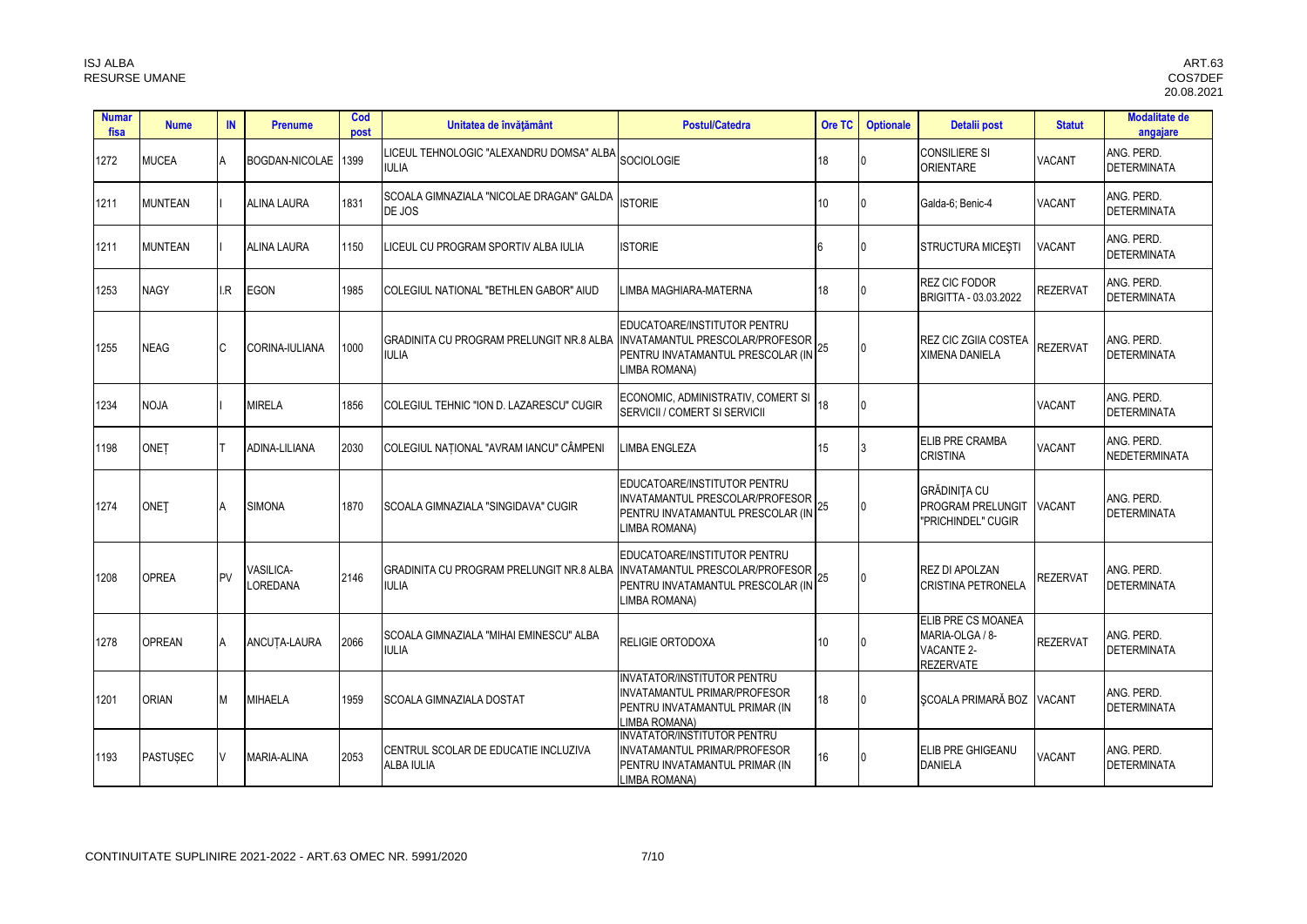| Numar fisa | Nume | IN | Prenume | Cod post | Unitatea de învăţământ | Postul/Catedra | Ore TC | Optionale | Detalii post | Statut | Modalitate de angajare |
|---|---|---|---|---|---|---|---|---|---|---|---|
| 1272 | MUCEA | A | BOGDAN-NICOLAE | 1399 | LICEUL TEHNOLOGIC "ALEXANDRU DOMSA" ALBA IULIA | SOCIOLOGIE | 18 | 0 | CONSILIERE SI ORIENTARE | VACANT | ANG. PERD. DETERMINATA |
| 1211 | MUNTEAN | I | ALINA LAURA | 1831 | SCOALA GIMNAZIALA "NICOLAE DRAGAN" GALDA DE JOS | ISTORIE | 10 | 0 | Galda-6; Benic-4 | VACANT | ANG. PERD. DETERMINATA |
| 1211 | MUNTEAN | I | ALINA LAURA | 1150 | LICEUL CU PROGRAM SPORTIV ALBA IULIA | ISTORIE | 6 | 0 | STRUCTURA MICEŞTI | VACANT | ANG. PERD. DETERMINATA |
| 1253 | NAGY | I.R | EGON | 1985 | COLEGIUL NATIONAL "BETHLEN GABOR" AIUD | LIMBA MAGHIARA-MATERNA | 18 | 0 | REZ CIC FODOR BRIGITTA - 03.03.2022 | REZERVAT | ANG. PERD. DETERMINATA |
| 1255 | NEAG | C | CORINA-IULIANA | 1000 | GRADINITA CU PROGRAM PRELUNGIT NR.8 ALBA IULIA | EDUCATOARE/INSTITUTOR PENTRU INVATAMANTUL PRESCOLAR/PROFESOR PENTRU INVATAMANTUL PRESCOLAR (IN LIMBA ROMANA) | 25 | 0 | REZ CIC ZGIIA COSTEA XIMENA DANIELA | REZERVAT | ANG. PERD. DETERMINATA |
| 1234 | NOJA | I | MIRELA | 1856 | COLEGIUL TEHNIC "ION D. LAZARESCU" CUGIR | ECONOMIC, ADMINISTRATIV, COMERT SI SERVICII / COMERT SI SERVICII | 18 | 0 | | VACANT | ANG. PERD. DETERMINATA |
| 1198 | ONEŢ | T | ADINA-LILIANA | 2030 | COLEGIUL NAȚIONAL "AVRAM IANCU" CÂMPENI | LIMBA ENGLEZA | 15 | 3 | ELIB PRE CRAMBA CRISTINA | VACANT | ANG. PERD. NEDETERMINATA |
| 1274 | ONEŢ | A | SIMONA | 1870 | SCOALA GIMNAZIALA "SINGIDAVA" CUGIR | EDUCATOARE/INSTITUTOR PENTRU INVATAMANTUL PRESCOLAR/PROFESOR PENTRU INVATAMANTUL PRESCOLAR (IN LIMBA ROMANA) | 25 | 0 | GRĂDINIŢA CU PROGRAM PRELUNGIT "PRICHINDEL" CUGIR | VACANT | ANG. PERD. DETERMINATA |
| 1208 | OPREA | PV | VASILICA-LOREDANA | 2146 | GRADINITA CU PROGRAM PRELUNGIT NR.8 ALBA IULIA | EDUCATOARE/INSTITUTOR PENTRU INVATAMANTUL PRESCOLAR/PROFESOR PENTRU INVATAMANTUL PRESCOLAR (IN LIMBA ROMANA) | 25 | 0 | REZ DI APOLZAN CRISTINA PETRONELA | REZERVAT | ANG. PERD. DETERMINATA |
| 1278 | OPREAN | A | ANCUȚA-LAURA | 2066 | SCOALA GIMNAZIALA "MIHAI EMINESCU" ALBA IULIA | RELIGIE ORTODOXA | 10 | 0 | ELIB PRE CS MOANEA MARIA-OLGA / 8-VACANTE 2-REZERVATE | REZERVAT | ANG. PERD. DETERMINATA |
| 1201 | ORIAN | M | MIHAELA | 1959 | SCOALA GIMNAZIALA DOSTAT | INVATATOR/INSTITUTOR PENTRU INVATAMANTUL PRIMAR/PROFESOR PENTRU INVATAMANTUL PRIMAR (IN LIMBA ROMANA) | 18 | 0 | ŞCOALA PRIMARĂ BOZ | VACANT | ANG. PERD. DETERMINATA |
| 1193 | PASTUŞEC | V | MARIA-ALINA | 2053 | CENTRUL SCOLAR DE EDUCATIE INCLUZIVA ALBA IULIA | INVATATOR/INSTITUTOR PENTRU INVATAMANTUL PRIMAR/PROFESOR PENTRU INVATAMANTUL PRIMAR (IN LIMBA ROMANA) | 16 | 0 | ELIB PRE GHIGEANU DANIELA | VACANT | ANG. PERD. DETERMINATA |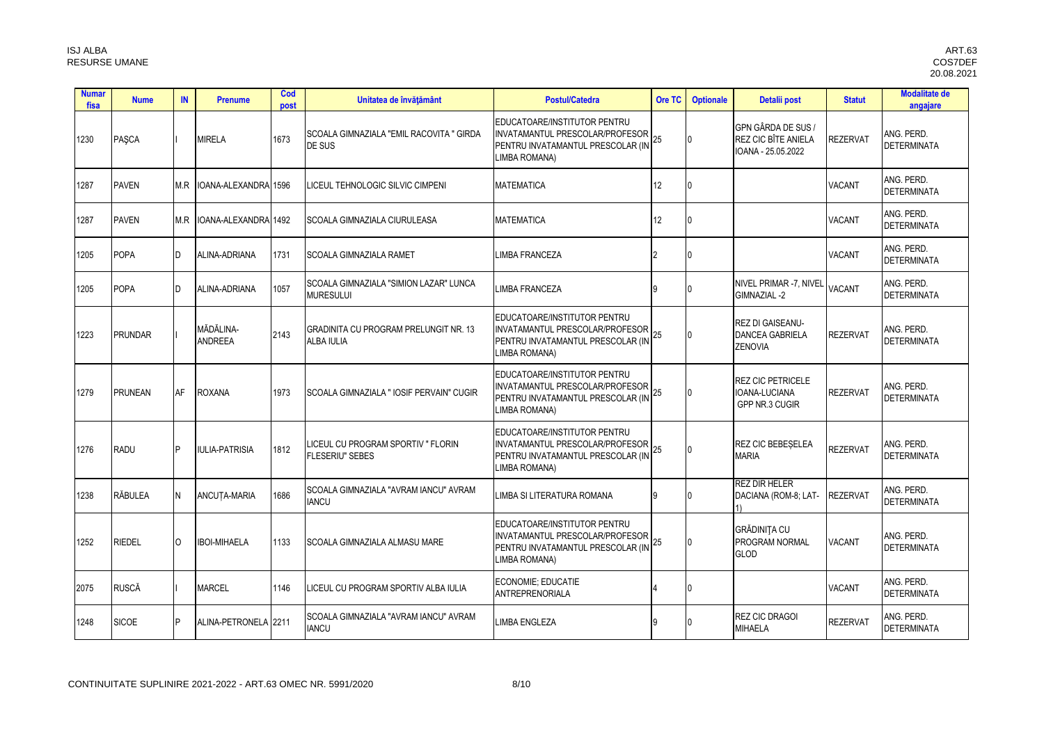| Numar fisa | Nume | IN | Prenume | Cod post | Unitatea de învăţământ | Postul/Catedra | Ore TC | Optionale | Detalii post | Statut | Modalitate de angajare |
|---|---|---|---|---|---|---|---|---|---|---|---|
| 1230 | PAŞCA | I | MIRELA | 1673 | SCOALA GIMNAZIALA "EMIL RACOVITA " GIRDA DE SUS | EDUCATOARE/INSTITUTOR PENTRU INVATAMANTUL PRESCOLAR/PROFESOR PENTRU INVATAMANTUL PRESCOLAR (IN LIMBA ROMANA) | 25 | 0 | GPN GÂRDA DE SUS / REZ CIC BÎTE ANIELA IOANA - 25.05.2022 | REZERVAT | ANG. PERD. DETERMINATA |
| 1287 | PAVEN | M.R | IOANA-ALEXANDRA | 1596 | LICEUL TEHNOLOGIC SILVIC CIMPENI | MATEMATICA | 12 | 0 | | VACANT | ANG. PERD. DETERMINATA |
| 1287 | PAVEN | M.R | IOANA-ALEXANDRA | 1492 | SCOALA GIMNAZIALA CIURULEASA | MATEMATICA | 12 | 0 | | VACANT | ANG. PERD. DETERMINATA |
| 1205 | POPA | D | ALINA-ADRIANA | 1731 | SCOALA GIMNAZIALA RAMET | LIMBA FRANCEZA | 2 | 0 | | VACANT | ANG. PERD. DETERMINATA |
| 1205 | POPA | D | ALINA-ADRIANA | 1057 | SCOALA GIMNAZIALA "SIMION LAZAR" LUNCA MURESULUI | LIMBA FRANCEZA | 9 | 0 | NIVEL PRIMAR -7, NIVEL GIMNAZIAL -2 | VACANT | ANG. PERD. DETERMINATA |
| 1223 | PRUNDAR | I | MĂDĂLINA-ANDREEA | 2143 | GRADINITA CU PROGRAM PRELUNGIT NR. 13 ALBA IULIA | EDUCATOARE/INSTITUTOR PENTRU INVATAMANTUL PRESCOLAR/PROFESOR PENTRU INVATAMANTUL PRESCOLAR (IN LIMBA ROMANA) | 25 | 0 | REZ DI GAISEANU-DANCEA GABRIELA ZENOVIA | REZERVAT | ANG. PERD. DETERMINATA |
| 1279 | PRUNEAN | AF | ROXANA | 1973 | SCOALA GIMNAZIALA " IOSIF PERVAIN" CUGIR | EDUCATOARE/INSTITUTOR PENTRU INVATAMANTUL PRESCOLAR/PROFESOR PENTRU INVATAMANTUL PRESCOLAR (IN LIMBA ROMANA) | 25 | 0 | REZ CIC PETRICELE IOANA-LUCIANA GPP NR.3 CUGIR | REZERVAT | ANG. PERD. DETERMINATA |
| 1276 | RADU | P | IULIA-PATRISIA | 1812 | LICEUL CU PROGRAM SPORTIV " FLORIN FLESERIU" SEBES | EDUCATOARE/INSTITUTOR PENTRU INVATAMANTUL PRESCOLAR/PROFESOR PENTRU INVATAMANTUL PRESCOLAR (IN LIMBA ROMANA) | 25 | 0 | REZ CIC BEBEȘELEA MARIA | REZERVAT | ANG. PERD. DETERMINATA |
| 1238 | RĂBULEA | N | ANCUȚA-MARIA | 1686 | SCOALA GIMNAZIALA "AVRAM IANCU" AVRAM IANCU | LIMBA SI LITERATURA ROMANA | 9 | 0 | REZ DIR HELER DACIANA (ROM-8; LAT-1) | REZERVAT | ANG. PERD. DETERMINATA |
| 1252 | RIEDEL | O | IBOI-MIHAELA | 1133 | SCOALA GIMNAZIALA ALMASU MARE | EDUCATOARE/INSTITUTOR PENTRU INVATAMANTUL PRESCOLAR/PROFESOR PENTRU INVATAMANTUL PRESCOLAR (IN LIMBA ROMANA) | 25 | 0 | GRĂDINIȚA CU PROGRAM NORMAL GLOD | VACANT | ANG. PERD. DETERMINATA |
| 2075 | RUSCĂ | I | MARCEL | 1146 | LICEUL CU PROGRAM SPORTIV ALBA IULIA | ECONOMIE; EDUCATIE ANTREPRENORIALA | 4 | 0 | | VACANT | ANG. PERD. DETERMINATA |
| 1248 | SICOE | P | ALINA-PETRONELA | 2211 | SCOALA GIMNAZIALA "AVRAM IANCU" AVRAM IANCU | LIMBA ENGLEZA | 9 | 0 | REZ CIC DRAGOI MIHAELA | REZERVAT | ANG. PERD. DETERMINATA |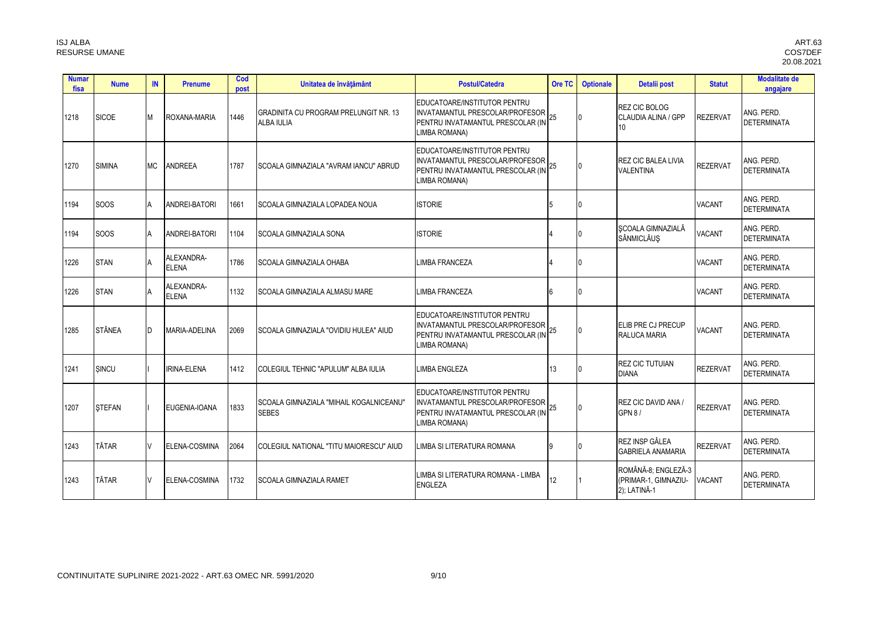| Numar fisa | Nume | IN | Prenume | Cod post | Unitatea de învăţământ | Postul/Catedra | Ore TC | Optionale | Detalii post | Statut | Modalitate de angajare |
|---|---|---|---|---|---|---|---|---|---|---|---|
| 1218 | SICOE | M | ROXANA-MARIA | 1446 | GRADINITA CU PROGRAM PRELUNGIT NR. 13 ALBA IULIA | EDUCATOARE/INSTITUTOR PENTRU INVATAMANTUL PRESCOLAR/PROFESOR PENTRU INVATAMANTUL PRESCOLAR (IN LIMBA ROMANA) | 25 | 0 | REZ CIC BOLOG CLAUDIA ALINA / GPP 10 | REZERVAT | ANG. PERD. DETERMINATA |
| 1270 | SIMINA | MC | ANDREEA | 1787 | SCOALA GIMNAZIALA "AVRAM IANCU" ABRUD | EDUCATOARE/INSTITUTOR PENTRU INVATAMANTUL PRESCOLAR/PROFESOR PENTRU INVATAMANTUL PRESCOLAR (IN LIMBA ROMANA) | 25 | 0 | REZ CIC BALEA LIVIA VALENTINA | REZERVAT | ANG. PERD. DETERMINATA |
| 1194 | SOOS | A | ANDREI-BATORI | 1661 | SCOALA GIMNAZIALA LOPADEA NOUA | ISTORIE | 5 | 0 | | VACANT | ANG. PERD. DETERMINATA |
| 1194 | SOOS | A | ANDREI-BATORI | 1104 | SCOALA GIMNAZIALA SONA | ISTORIE | 4 | 0 | ŞCOALA GIMNAZIALĂ SÂNMICLĂUŞ | VACANT | ANG. PERD. DETERMINATA |
| 1226 | STAN | A | ALEXANDRA-ELENA | 1786 | SCOALA GIMNAZIALA OHABA | LIMBA FRANCEZA | 4 | 0 | | VACANT | ANG. PERD. DETERMINATA |
| 1226 | STAN | A | ALEXANDRA-ELENA | 1132 | SCOALA GIMNAZIALA ALMASU MARE | LIMBA FRANCEZA | 6 | 0 | | VACANT | ANG. PERD. DETERMINATA |
| 1285 | STÂNEA | D | MARIA-ADELINA | 2069 | SCOALA GIMNAZIALA "OVIDIU HULEA" AIUD | EDUCATOARE/INSTITUTOR PENTRU INVATAMANTUL PRESCOLAR/PROFESOR PENTRU INVATAMANTUL PRESCOLAR (IN LIMBA ROMANA) | 25 | 0 | ELIB PRE CJ PRECUP RALUCA MARIA | VACANT | ANG. PERD. DETERMINATA |
| 1241 | ŞINCU | I | IRINA-ELENA | 1412 | COLEGIUL TEHNIC "APULUM" ALBA IULIA | LIMBA ENGLEZA | 13 | 0 | REZ CIC TUTUIAN DIANA | REZERVAT | ANG. PERD. DETERMINATA |
| 1207 | ŞTEFAN | I | EUGENIA-IOANA | 1833 | SCOALA GIMNAZIALA "MIHAIL KOGALNICEANU" SEBES | EDUCATOARE/INSTITUTOR PENTRU INVATAMANTUL PRESCOLAR/PROFESOR PENTRU INVATAMANTUL PRESCOLAR (IN LIMBA ROMANA) | 25 | 0 | REZ CIC DAVID ANA / GPN 8 / | REZERVAT | ANG. PERD. DETERMINATA |
| 1243 | TĂTAR | V | ELENA-COSMINA | 2064 | COLEGIUL NATIONAL "TITU MAIORESCU" AIUD | LIMBA SI LITERATURA ROMANA | 9 | 0 | REZ INSP GÂLEA GABRIELA ANAMARIA | REZERVAT | ANG. PERD. DETERMINATA |
| 1243 | TĂTAR | V | ELENA-COSMINA | 1732 | SCOALA GIMNAZIALA RAMET | LIMBA SI LITERATURA ROMANA - LIMBA ENGLEZA | 12 | 1 | ROMÂNĂ-8; ENGLEZĂ-3 (PRIMAR-1, GIMNAZIU-2); LATINĂ-1 | VACANT | ANG. PERD. DETERMINATA |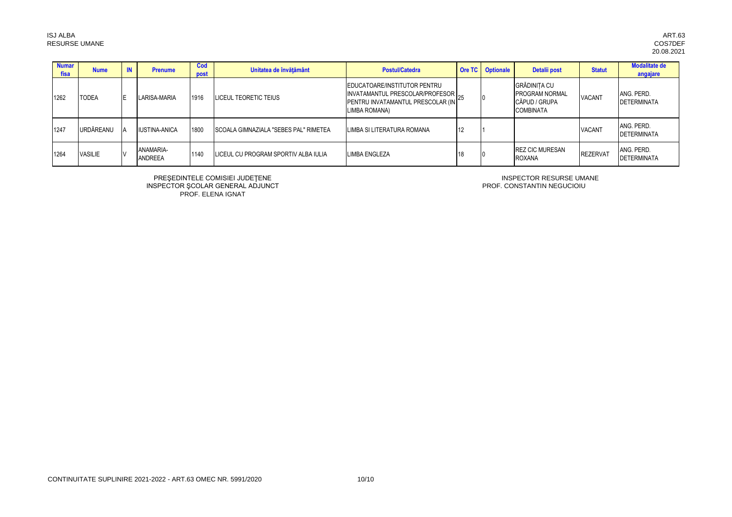ISJ ALBA
RESURSE UMANE

ART.63
COS7DEF
20.08.2021

| Numar fisa | Nume | IN | Prenume | Cod post | Unitatea de învăţământ | Postul/Catedra | Ore TC | Optionale | Detalii post | Statut | Modalitate de angajare |
|---|---|---|---|---|---|---|---|---|---|---|---|
| 1262 | TODEA | E | LARISA-MARIA | 1916 | LICEUL TEORETIC TEIUS | EDUCATOARE/INSTITUTOR PENTRU INVATAMANTUL PRESCOLAR/PROFESOR PENTRU INVATAMANTUL PRESCOLAR (IN LIMBA ROMANA) | 25 | 0 | GRĂDINIȚA CU PROGRAM NORMAL CĂPUD / GRUPA COMBINATA | VACANT | ANG. PERD. DETERMINATA |
| 1247 | URDĂREANU | A | IUSTINA-ANICA | 1800 | SCOALA GIMNAZIALA "SEBES PAL" RIMETEA | LIMBA SI LITERATURA ROMANA | 12 | 1 | | VACANT | ANG. PERD. DETERMINATA |
| 1264 | VASILIE | V | ANAMARIA-ANDREEA | 1140 | LICEUL CU PROGRAM SPORTIV ALBA IULIA | LIMBA ENGLEZA | 18 | 0 | REZ CIC MURESAN ROXANA | REZERVAT | ANG. PERD. DETERMINATA |

PREŞEDINTELE COMISIEI JUDEŢENE
INSPECTOR ŞCOLAR GENERAL ADJUNCT
PROF. ELENA IGNAT

INSPECTOR RESURSE UMANE
PROF. CONSTANTIN NEGUCIOIU

CONTINUITATE SUPLINIRE 2021-2022 - ART.63 OMEC NR. 5991/2020